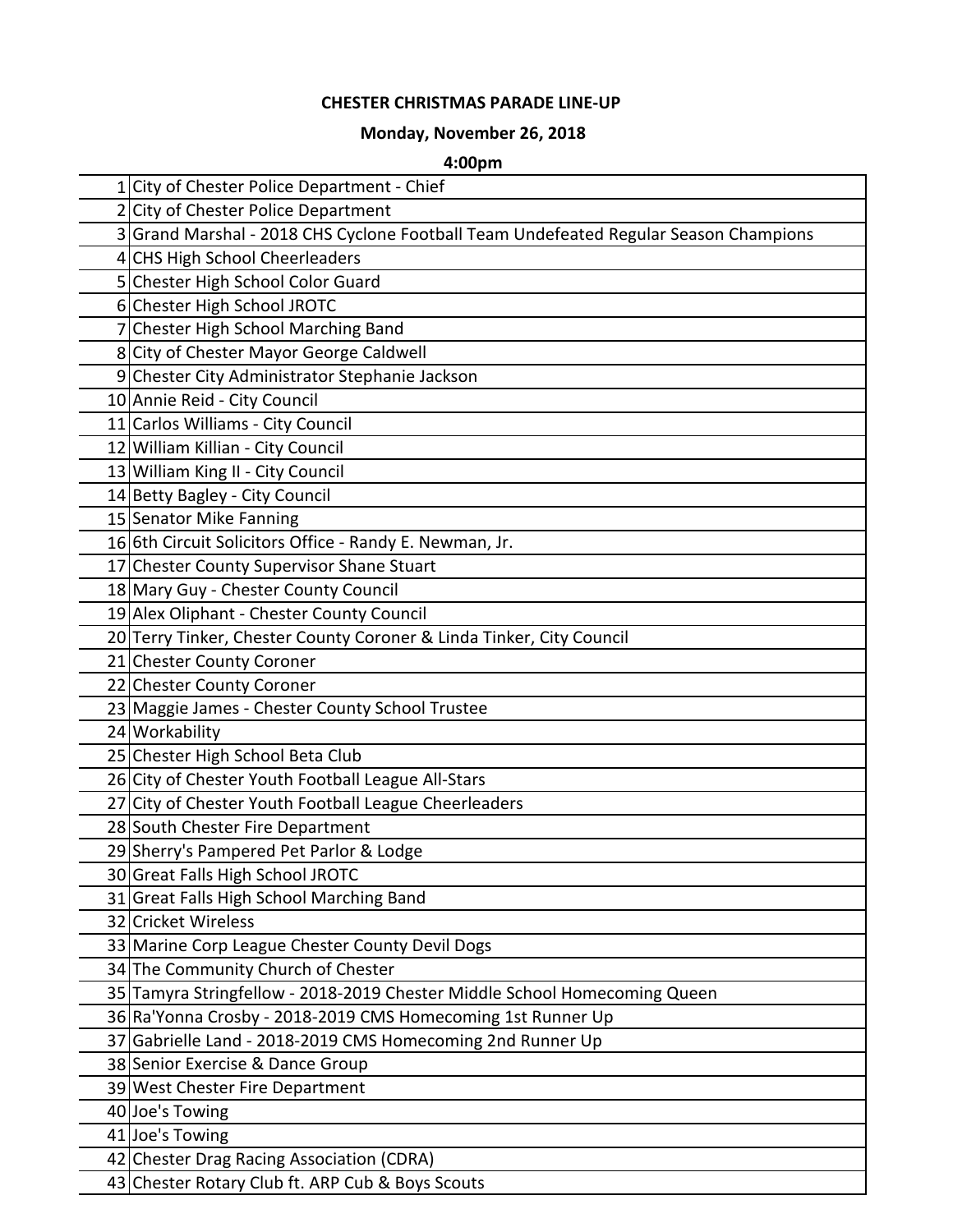**CHESTER CHRISTMAS PARADE LINE-UP**

**Monday, November 26, 2018**

**4:00pm**

| | |
|---|---|
| 1 | City of Chester Police Department - Chief |
| 2 | City of Chester Police Department |
| 3 | Grand Marshal - 2018 CHS Cyclone Football Team Undefeated Regular Season Champions |
| 4 | CHS High School Cheerleaders |
| 5 | Chester High School Color Guard |
| 6 | Chester High School JROTC |
| 7 | Chester High School Marching Band |
| 8 | City of Chester Mayor George Caldwell |
| 9 | Chester City Administrator Stephanie Jackson |
| 10 | Annie Reid - City Council |
| 11 | Carlos Williams - City Council |
| 12 | William Killian - City Council |
| 13 | William King II - City Council |
| 14 | Betty Bagley - City Council |
| 15 | Senator Mike Fanning |
| 16 | 6th Circuit Solicitors Office - Randy E. Newman, Jr. |
| 17 | Chester County Supervisor Shane Stuart |
| 18 | Mary Guy - Chester County Council |
| 19 | Alex Oliphant - Chester County Council |
| 20 | Terry Tinker, Chester County Coroner & Linda Tinker, City Council |
| 21 | Chester County Coroner |
| 22 | Chester County Coroner |
| 23 | Maggie James - Chester County School Trustee |
| 24 | Workability |
| 25 | Chester High School Beta Club |
| 26 | City of Chester Youth Football League All-Stars |
| 27 | City of Chester Youth Football League Cheerleaders |
| 28 | South Chester Fire Department |
| 29 | Sherry's Pampered Pet Parlor & Lodge |
| 30 | Great Falls High School JROTC |
| 31 | Great Falls High School Marching Band |
| 32 | Cricket Wireless |
| 33 | Marine Corp League Chester County Devil Dogs |
| 34 | The Community Church of Chester |
| 35 | Tamyra Stringfellow - 2018-2019 Chester Middle School Homecoming Queen |
| 36 | Ra'Yonna Crosby - 2018-2019 CMS Homecoming 1st Runner Up |
| 37 | Gabrielle Land - 2018-2019 CMS Homecoming 2nd Runner Up |
| 38 | Senior Exercise & Dance Group |
| 39 | West Chester Fire Department |
| 40 | Joe's Towing |
| 41 | Joe's Towing |
| 42 | Chester Drag Racing Association (CDRA) |
| 43 | Chester Rotary Club ft. ARP Cub & Boys Scouts |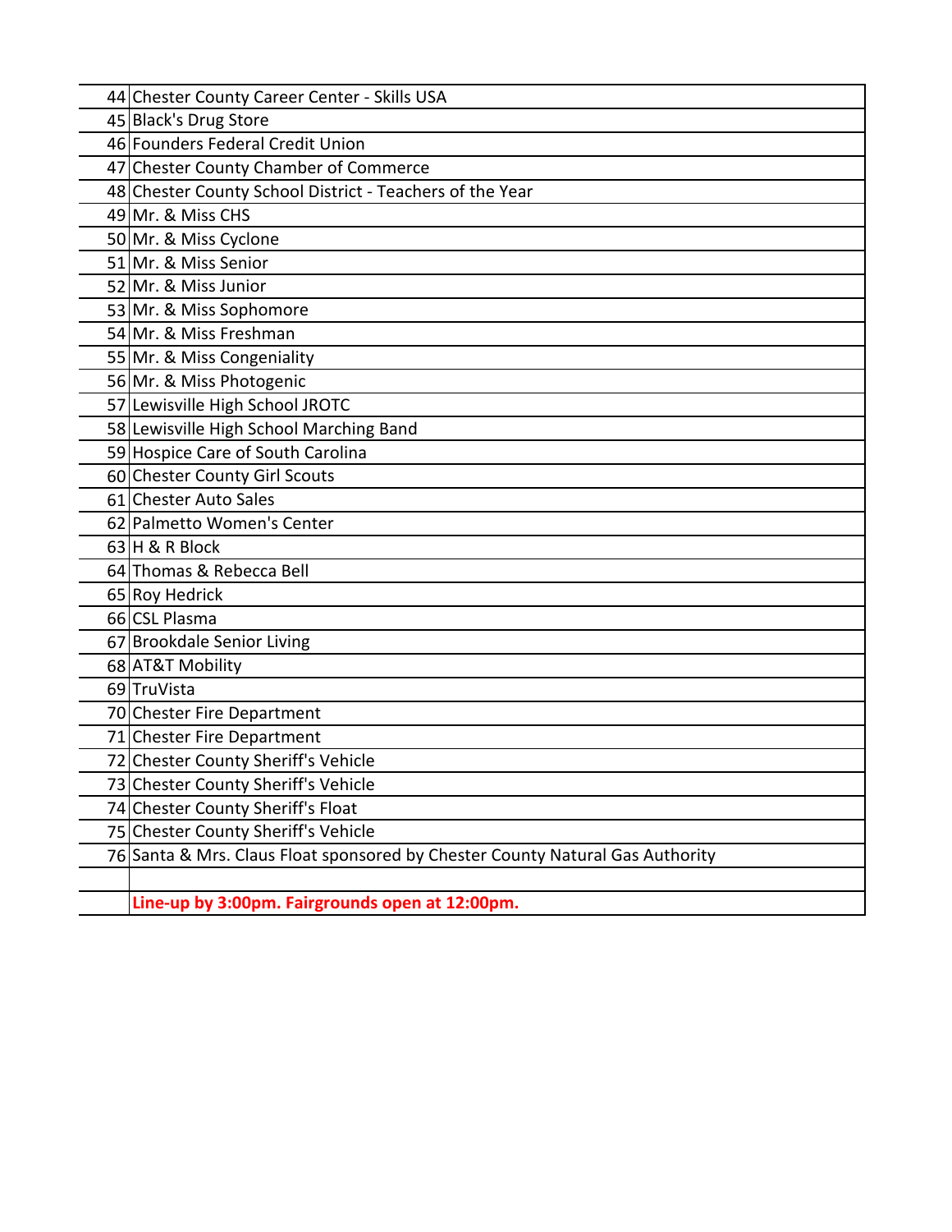| | |
|---|---|
| 44 | Chester County Career Center - Skills USA |
| 45 | Black's Drug Store |
| 46 | Founders Federal Credit Union |
| 47 | Chester County Chamber of Commerce |
| 48 | Chester County School District - Teachers of the Year |
| 49 | Mr. & Miss CHS |
| 50 | Mr. & Miss Cyclone |
| 51 | Mr. & Miss Senior |
| 52 | Mr. & Miss Junior |
| 53 | Mr. & Miss Sophomore |
| 54 | Mr. & Miss Freshman |
| 55 | Mr. & Miss Congeniality |
| 56 | Mr. & Miss Photogenic |
| 57 | Lewisville High School JROTC |
| 58 | Lewisville High School Marching Band |
| 59 | Hospice Care of South Carolina |
| 60 | Chester County Girl Scouts |
| 61 | Chester Auto Sales |
| 62 | Palmetto Women's Center |
| 63 | H & R Block |
| 64 | Thomas & Rebecca Bell |
| 65 | Roy Hedrick |
| 66 | CSL Plasma |
| 67 | Brookdale Senior Living |
| 68 | AT&T Mobility |
| 69 | TruVista |
| 70 | Chester Fire Department |
| 71 | Chester Fire Department |
| 72 | Chester County Sheriff's Vehicle |
| 73 | Chester County Sheriff's Vehicle |
| 74 | Chester County Sheriff's Float |
| 75 | Chester County Sheriff's Vehicle |
| 76 | Santa & Mrs. Claus Float sponsored by Chester County Natural Gas Authority |
| | |
| | **Line-up by 3:00pm. Fairgrounds open at 12:00pm.** |